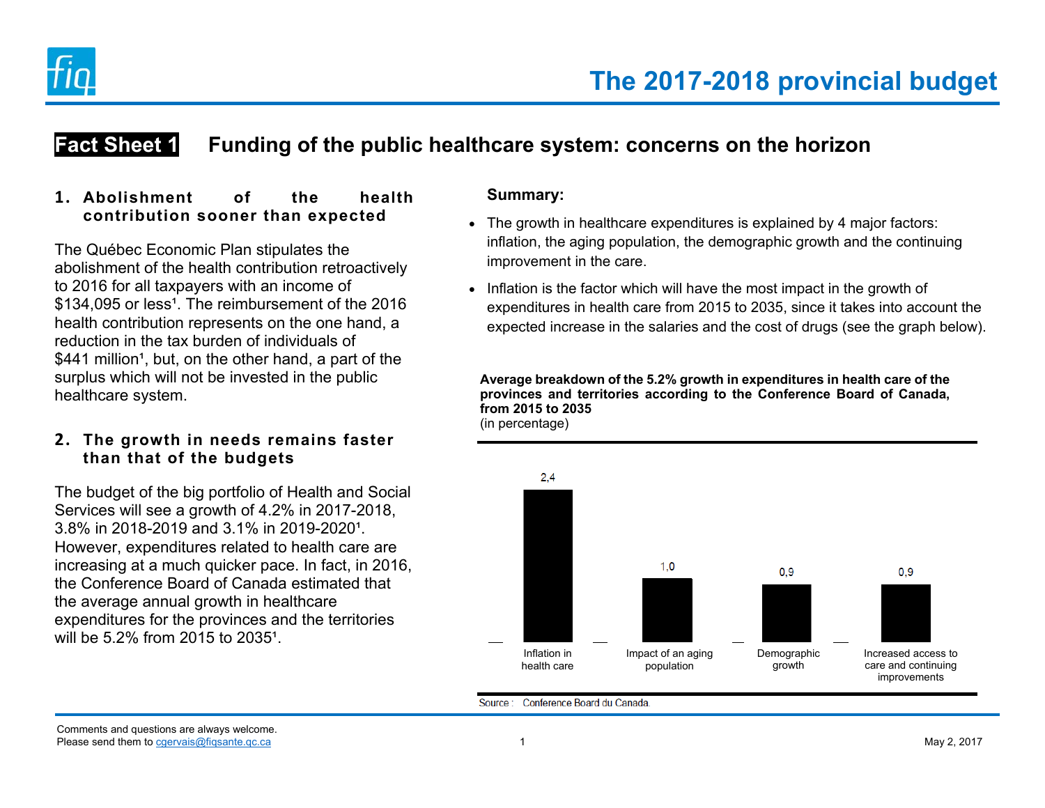# The 2017-2018 provincial budget

## Fact Sheet 1 Funding of the public healthcare system: concerns on the horizon

### 1. Abolishment of the health contribution sooner than expected

The Québec Economic Plan stipulates the abolishment of the health contribution retroactively to 2016 for all taxpayers with an income of $134,095 or less[1]. The reimbursement of the 2016 health contribution represents on the one hand, a reduction in the tax burden of individuals of $441 million[1], but, on the other hand, a part of the surplus which will not be invested in the public healthcare system.

### 2. The growth in needs remains faster than that of the budgets

The budget of the big portfolio of Health and Social Services will see a growth of 4.2% in 2017-2018, 3.8% in 2018-2019 and 3.1% in 2019-2020[1]. However, expenditures related to health care are increasing at a much quicker pace. In fact, in 2016, the Conference Board of Canada estimated that the average annual growth in healthcare expenditures for the provinces and the territories will be 5.2% from 2015 to 2035[1].

**Summary:**

- The growth in healthcare expenditures is explained by 4 major factors: inflation, the aging population, the demographic growth and the continuing improvement in the care.
- Inflation is the factor which will have the most impact in the growth of expenditures in health care from 2015 to 2035, since it takes into account the expected increase in the salaries and the cost of drugs (see the graph below).

**Average breakdown of the 5.2% growth in expenditures in health care of the provinces and territories according to the Conference Board of Canada, from 2015 to 2035**
(in percentage)

| Factor | Percentage |
|---|---|
| Inflation in health care | 2,4 |
| Impact of an aging population | 1,0 |
| Demographic growth | 0,9 |
| Increased access to care and continuing improvements | 0,9 |

Source : Conference Board du Canada.

Comments and questions are always welcome.
Please send them to cgervais@fiqsante.qc.ca

May 2, 2017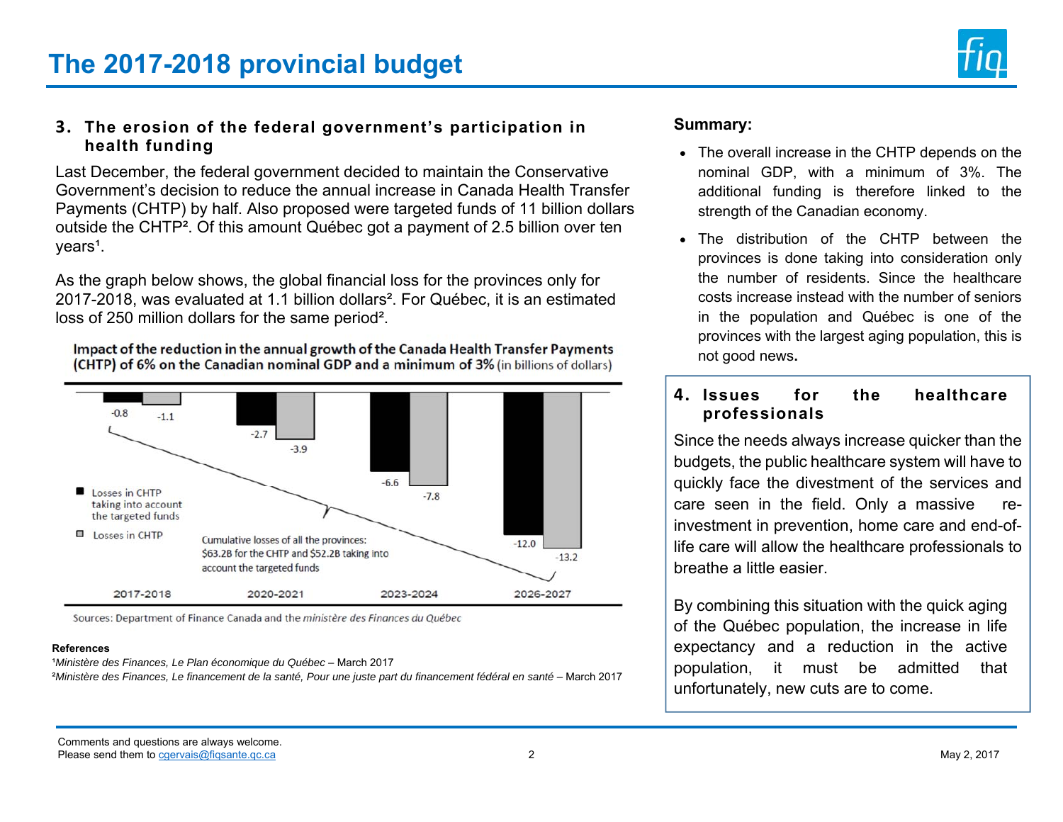# The 2017-2018 provincial budget

## 3. The erosion of the federal government's participation in health funding

Last December, the federal government decided to maintain the Conservative Government's decision to reduce the annual increase in Canada Health Transfer Payments (CHTP) by half. Also proposed were targeted funds of 11 billion dollars outside the CHTP[2]. Of this amount Québec got a payment of 2.5 billion over ten years[1].

As the graph below shows, the global financial loss for the provinces only for 2017-2018, was evaluated at 1.1 billion dollars[2]. For Québec, it is an estimated loss of 250 million dollars for the same period[2].

**Impact of the reduction in the annual growth of the Canada Health Transfer Payments (CHTP) of 6% on the Canadian nominal GDP and a minimum of 3%** (in billions of dollars)

-0.8
-1.1
-2.7
-3.9
-6.6
-7.8
-12.0
-13.2

Losses in CHTP taking into account the targeted funds

Losses in CHTP

Cumulative losses of all the provinces: $63.2B for the CHTP and $52.2B taking into account the targeted funds

2017-2018
2020-2021
2023-2024
2026-2027

Sources: Department of Finance Canada and the *ministère des Finances du Québec*

**References**

[1]*Ministère des Finances, Le Plan économique du Québec* – March 2017

[2]*Ministère des Finances, Le financement de la santé, Pour une juste part du financement fédéral en santé* – March 2017

**Summary:**

- The overall increase in the CHTP depends on the nominal GDP, with a minimum of 3%. The additional funding is therefore linked to the strength of the Canadian economy.
- The distribution of the CHTP between the provinces is done taking into consideration only the number of residents. Since the healthcare costs increase instead with the number of seniors in the population and Québec is one of the provinces with the largest aging population, this is not good news.

## 4. Issues for the healthcare professionals

Since the needs always increase quicker than the budgets, the public healthcare system will have to quickly face the divestment of the services and care seen in the field. Only a massive re-investment in prevention, home care and end-of-life care will allow the healthcare professionals to breathe a little easier.

By combining this situation with the quick aging of the Québec population, the increase in life expectancy and a reduction in the active population, it must be admitted that unfortunately, new cuts are to come.

Comments and questions are always welcome.
Please send them to cgervais@fiqsante.qc.ca

May 2, 2017